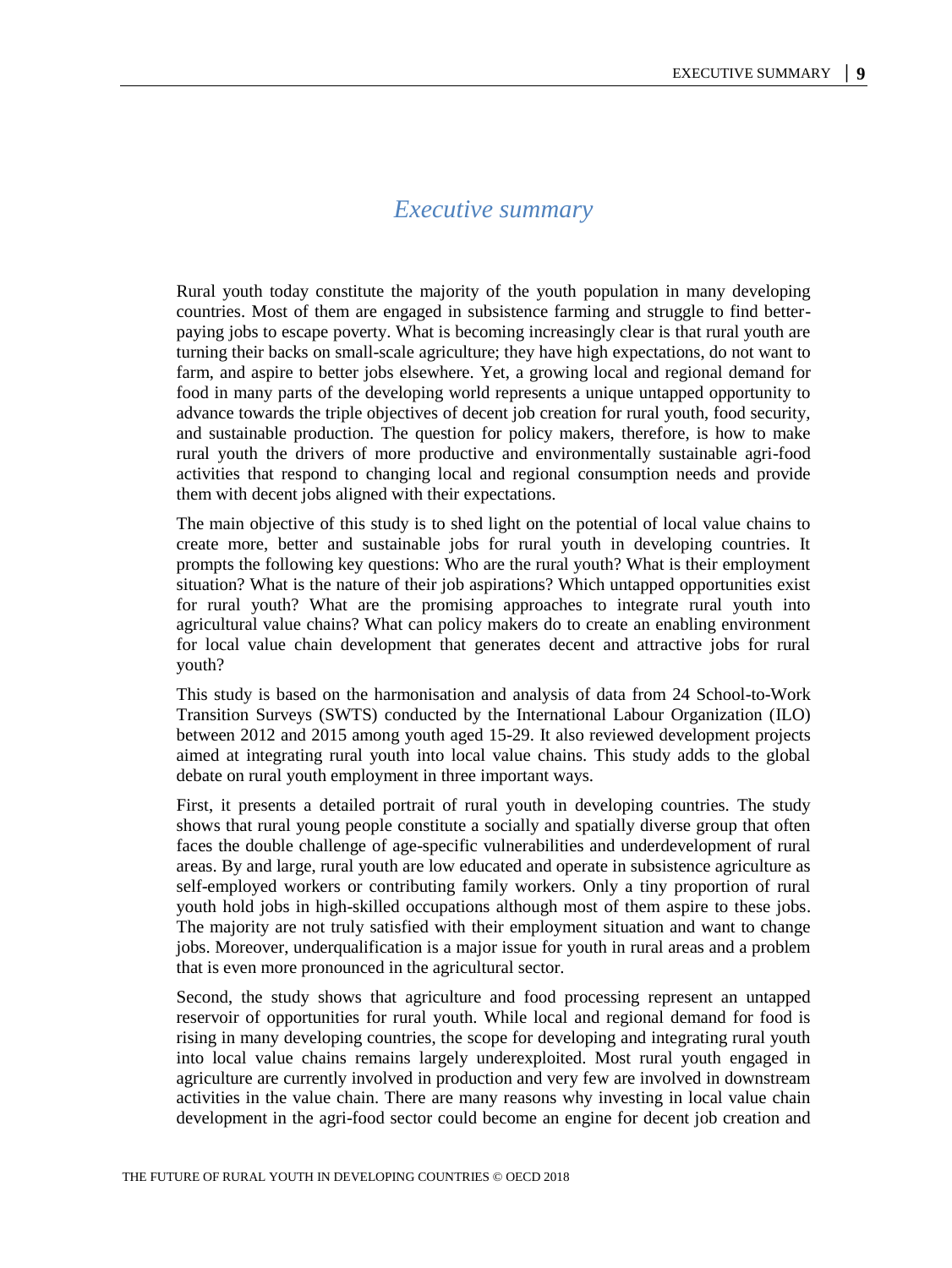# Executive summary

Rural youth today constitute the majority of the youth population in many developing countries. Most of them are engaged in subsistence farming and struggle to find better-paying jobs to escape poverty. What is becoming increasingly clear is that rural youth are turning their backs on small-scale agriculture; they have high expectations, do not want to farm, and aspire to better jobs elsewhere. Yet, a growing local and regional demand for food in many parts of the developing world represents a unique untapped opportunity to advance towards the triple objectives of decent job creation for rural youth, food security, and sustainable production. The question for policy makers, therefore, is how to make rural youth the drivers of more productive and environmentally sustainable agri-food activities that respond to changing local and regional consumption needs and provide them with decent jobs aligned with their expectations.

The main objective of this study is to shed light on the potential of local value chains to create more, better and sustainable jobs for rural youth in developing countries. It prompts the following key questions: Who are the rural youth? What is their employment situation? What is the nature of their job aspirations? Which untapped opportunities exist for rural youth? What are the promising approaches to integrate rural youth into agricultural value chains? What can policy makers do to create an enabling environment for local value chain development that generates decent and attractive jobs for rural youth?

This study is based on the harmonisation and analysis of data from 24 School-to-Work Transition Surveys (SWTS) conducted by the International Labour Organization (ILO) between 2012 and 2015 among youth aged 15-29. It also reviewed development projects aimed at integrating rural youth into local value chains. This study adds to the global debate on rural youth employment in three important ways.

First, it presents a detailed portrait of rural youth in developing countries. The study shows that rural young people constitute a socially and spatially diverse group that often faces the double challenge of age-specific vulnerabilities and underdevelopment of rural areas. By and large, rural youth are low educated and operate in subsistence agriculture as self-employed workers or contributing family workers. Only a tiny proportion of rural youth hold jobs in high-skilled occupations although most of them aspire to these jobs. The majority are not truly satisfied with their employment situation and want to change jobs. Moreover, underqualification is a major issue for youth in rural areas and a problem that is even more pronounced in the agricultural sector.

Second, the study shows that agriculture and food processing represent an untapped reservoir of opportunities for rural youth. While local and regional demand for food is rising in many developing countries, the scope for developing and integrating rural youth into local value chains remains largely underexploited. Most rural youth engaged in agriculture are currently involved in production and very few are involved in downstream activities in the value chain. There are many reasons why investing in local value chain development in the agri-food sector could become an engine for decent job creation and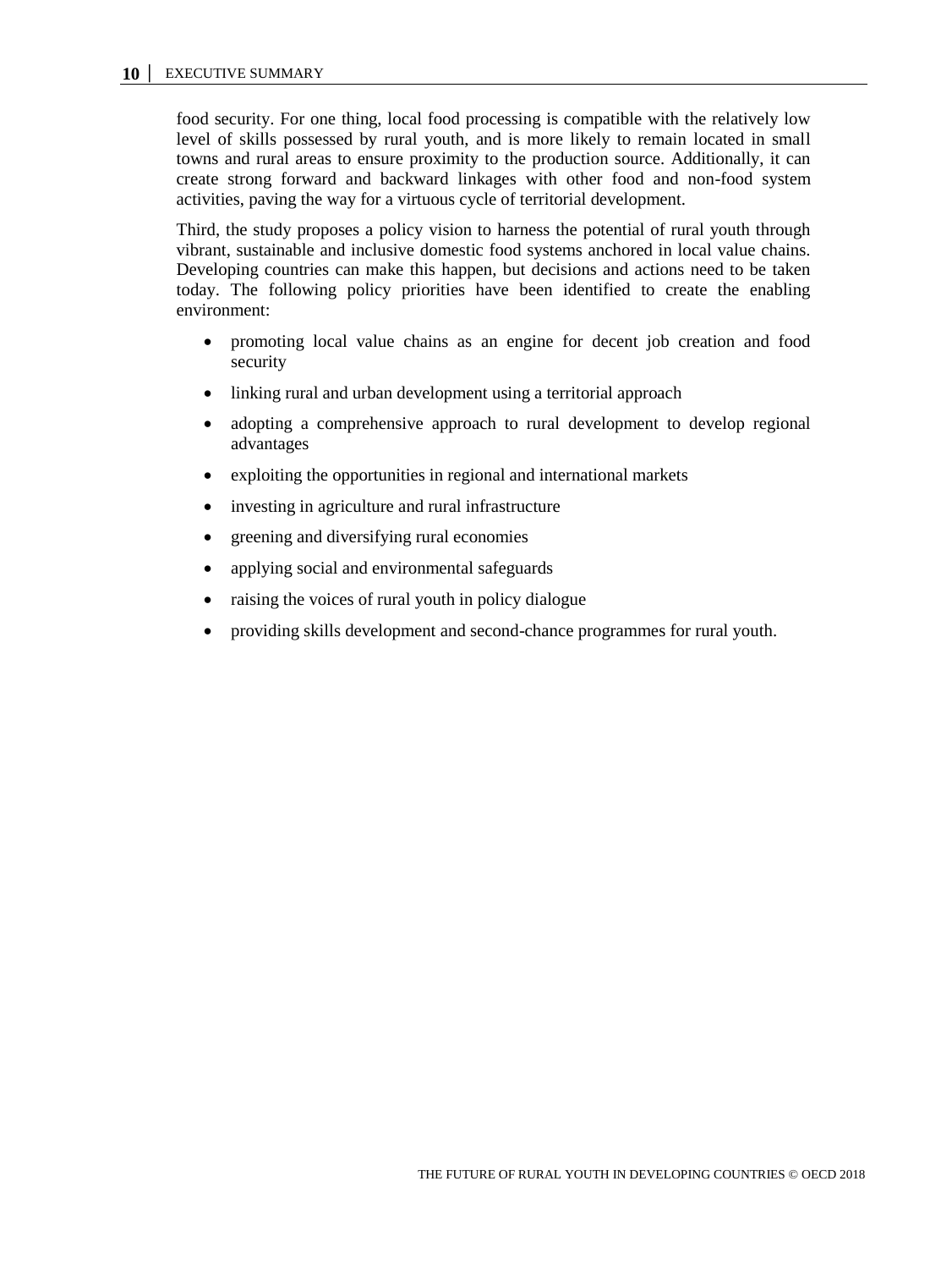food security. For one thing, local food processing is compatible with the relatively low level of skills possessed by rural youth, and is more likely to remain located in small towns and rural areas to ensure proximity to the production source. Additionally, it can create strong forward and backward linkages with other food and non-food system activities, paving the way for a virtuous cycle of territorial development.

Third, the study proposes a policy vision to harness the potential of rural youth through vibrant, sustainable and inclusive domestic food systems anchored in local value chains. Developing countries can make this happen, but decisions and actions need to be taken today. The following policy priorities have been identified to create the enabling environment:

- promoting local value chains as an engine for decent job creation and food security
- linking rural and urban development using a territorial approach
- adopting a comprehensive approach to rural development to develop regional advantages
- exploiting the opportunities in regional and international markets
- investing in agriculture and rural infrastructure
- greening and diversifying rural economies
- applying social and environmental safeguards
- raising the voices of rural youth in policy dialogue
- providing skills development and second-chance programmes for rural youth.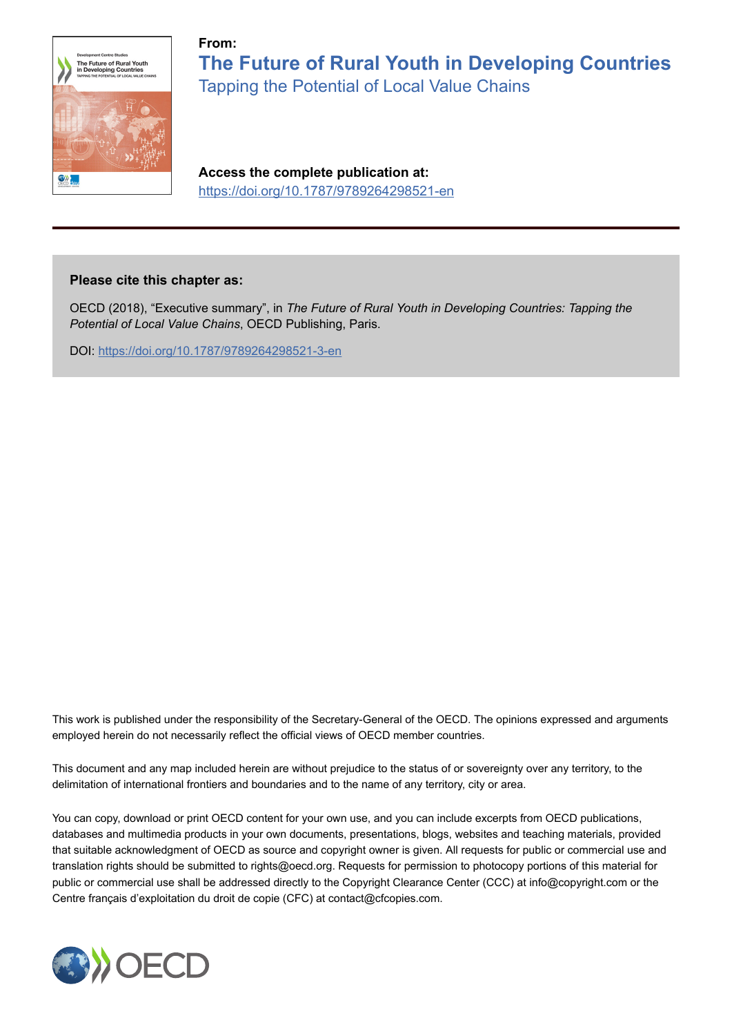**From:**
# The Future of Rural Youth in Developing Countries
## Tapping the Potential of Local Value Chains

**Access the complete publication at:**
https://doi.org/10.1787/9789264298521-en

---

**Please cite this chapter as:**

OECD (2018), "Executive summary", in *The Future of Rural Youth in Developing Countries: Tapping the Potential of Local Value Chains*, OECD Publishing, Paris.

DOI: https://doi.org/10.1787/9789264298521-3-en

This work is published under the responsibility of the Secretary-General of the OECD. The opinions expressed and arguments employed herein do not necessarily reflect the official views of OECD member countries.

This document and any map included herein are without prejudice to the status of or sovereignty over any territory, to the delimitation of international frontiers and boundaries and to the name of any territory, city or area.

You can copy, download or print OECD content for your own use, and you can include excerpts from OECD publications, databases and multimedia products in your own documents, presentations, blogs, websites and teaching materials, provided that suitable acknowledgment of OECD as source and copyright owner is given. All requests for public or commercial use and translation rights should be submitted to rights@oecd.org. Requests for permission to photocopy portions of this material for public or commercial use shall be addressed directly to the Copyright Clearance Center (CCC) at info@copyright.com or the Centre français d'exploitation du droit de copie (CFC) at contact@cfcopies.com.